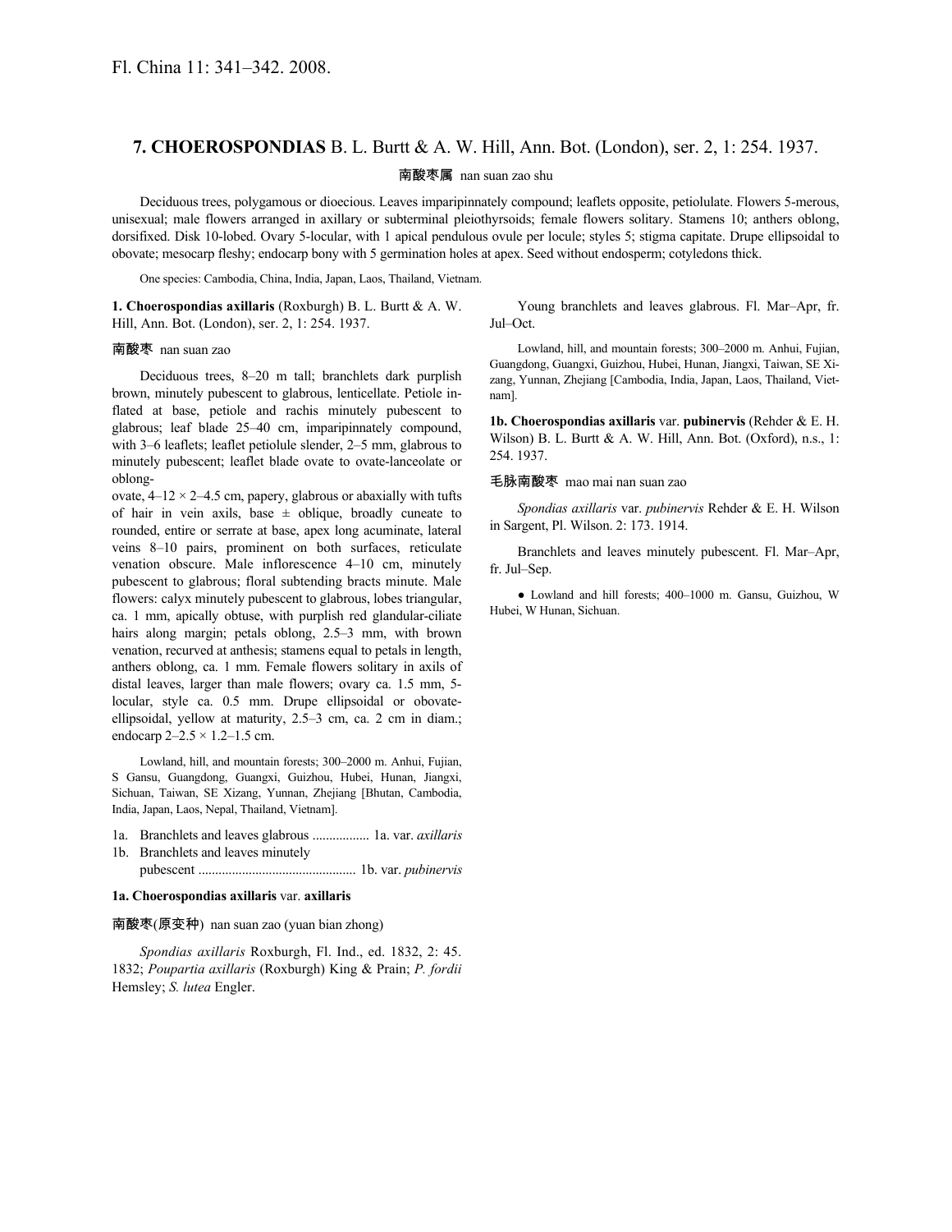Fl. China 11: 341–342. 2008.

## 7. CHOEROSPONDIAS B. L. Burtt & A. W. Hill, Ann. Bot. (London), ser. 2, 1: 254. 1937.

南酸枣属 nan suan zao shu

Deciduous trees, polygamous or dioecious. Leaves imparipinnately compound; leaflets opposite, petiolulate. Flowers 5-merous, unisexual; male flowers arranged in axillary or subterminal pleiothyrsoids; female flowers solitary. Stamens 10; anthers oblong, dorsifixed. Disk 10-lobed. Ovary 5-locular, with 1 apical pendulous ovule per locule; styles 5; stigma capitate. Drupe ellipsoidal to obovate; mesocarp fleshy; endocarp bony with 5 germination holes at apex. Seed without endosperm; cotyledons thick.

One species: Cambodia, China, India, Japan, Laos, Thailand, Vietnam.

**1. Choerospondias axillaris** (Roxburgh) B. L. Burtt & A. W. Hill, Ann. Bot. (London), ser. 2, 1: 254. 1937.

南酸枣 nan suan zao

Deciduous trees, 8–20 m tall; branchlets dark purplish brown, minutely pubescent to glabrous, lenticellate. Petiole inflated at base, petiole and rachis minutely pubescent to glabrous; leaf blade 25–40 cm, imparipinnately compound, with 3–6 leaflets; leaflet petiolule slender, 2–5 mm, glabrous to minutely pubescent; leaflet blade ovate to ovate-lanceolate or oblong-ovate, 4–12 × 2–4.5 cm, papery, glabrous or abaxially with tufts of hair in vein axils, base ± oblique, broadly cuneate to rounded, entire or serrate at base, apex long acuminate, lateral veins 8–10 pairs, prominent on both surfaces, reticulate venation obscure. Male inflorescence 4–10 cm, minutely pubescent to glabrous; floral subtending bracts minute. Male flowers: calyx minutely pubescent to glabrous, lobes triangular, ca. 1 mm, apically obtuse, with purplish red glandular-ciliate hairs along margin; petals oblong, 2.5–3 mm, with brown venation, recurved at anthesis; stamens equal to petals in length, anthers oblong, ca. 1 mm. Female flowers solitary in axils of distal leaves, larger than male flowers; ovary ca. 1.5 mm, 5-locular, style ca. 0.5 mm. Drupe ellipsoidal or obovate-ellipsoidal, yellow at maturity, 2.5–3 cm, ca. 2 cm in diam.; endocarp 2–2.5 × 1.2–1.5 cm.

Lowland, hill, and mountain forests; 300–2000 m. Anhui, Fujian, S Gansu, Guangdong, Guangxi, Guizhou, Hubei, Hunan, Jiangxi, Sichuan, Taiwan, SE Xizang, Yunnan, Zhejiang [Bhutan, Cambodia, India, Japan, Laos, Nepal, Thailand, Vietnam].

1a. Branchlets and leaves glabrous ................. 1a. var. *axillaris*
1b. Branchlets and leaves minutely pubescent .............................................. 1b. var. *pubinervis*

**1a. Choerospondias axillaris** var. **axillaris**

南酸枣(原变种) nan suan zao (yuan bian zhong)

*Spondias axillaris* Roxburgh, Fl. Ind., ed. 1832, 2: 45. 1832; *Poupartia axillaris* (Roxburgh) King & Prain; *P. fordii* Hemsley; *S. lutea* Engler.

Young branchlets and leaves glabrous. Fl. Mar–Apr, fr. Jul–Oct.

Lowland, hill, and mountain forests; 300–2000 m. Anhui, Fujian, Guangdong, Guangxi, Guizhou, Hubei, Hunan, Jiangxi, Taiwan, SE Xizang, Yunnan, Zhejiang [Cambodia, India, Japan, Laos, Thailand, Vietnam].

**1b. Choerospondias axillaris** var. **pubinervis** (Rehder & E. H. Wilson) B. L. Burtt & A. W. Hill, Ann. Bot. (Oxford), n.s., 1: 254. 1937.

毛脉南酸枣 mao mai nan suan zao

*Spondias axillaris* var. *pubinervis* Rehder & E. H. Wilson in Sargent, Pl. Wilson. 2: 173. 1914.

Branchlets and leaves minutely pubescent. Fl. Mar–Apr, fr. Jul–Sep.

● Lowland and hill forests; 400–1000 m. Gansu, Guizhou, W Hubei, W Hunan, Sichuan.